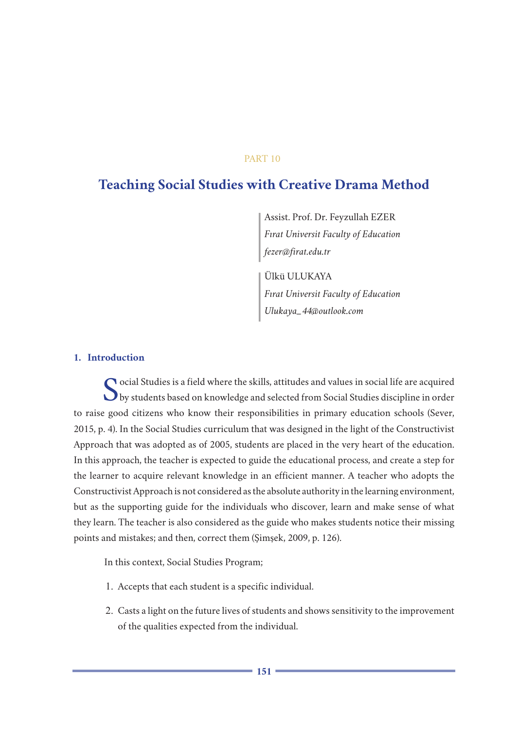PART 10

# Teaching Social Studies with Creative Drama Method

Assist. Prof. Dr. Feyzullah EZER
*Fırat Universit Faculty of Education*
*fezer@firat.edu.tr*

Ülkü ULUKAYA
*Fırat Universit Faculty of Education*
*Ulukaya_44@outlook.com*

## 1. Introduction

Social Studies is a field where the skills, attitudes and values in social life are acquired by students based on knowledge and selected from Social Studies discipline in order to raise good citizens who know their responsibilities in primary education schools (Sever, 2015, p. 4). In the Social Studies curriculum that was designed in the light of the Constructivist Approach that was adopted as of 2005, students are placed in the very heart of the education. In this approach, the teacher is expected to guide the educational process, and create a step for the learner to acquire relevant knowledge in an efficient manner. A teacher who adopts the Constructivist Approach is not considered as the absolute authority in the learning environment, but as the supporting guide for the individuals who discover, learn and make sense of what they learn. The teacher is also considered as the guide who makes students notice their missing points and mistakes; and then, correct them (Şimşek, 2009, p. 126).

In this context, Social Studies Program;

1. Accepts that each student is a specific individual.
2. Casts a light on the future lives of students and shows sensitivity to the improvement of the qualities expected from the individual.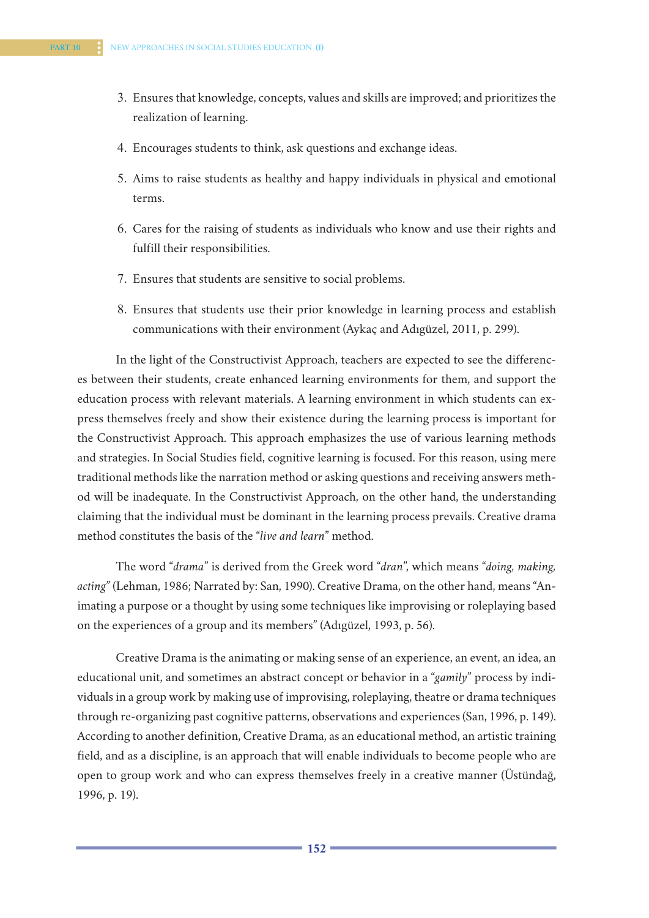3. Ensures that knowledge, concepts, values and skills are improved; and prioritizes the realization of learning.
4. Encourages students to think, ask questions and exchange ideas.
5. Aims to raise students as healthy and happy individuals in physical and emotional terms.
6. Cares for the raising of students as individuals who know and use their rights and fulfill their responsibilities.
7. Ensures that students are sensitive to social problems.
8. Ensures that students use their prior knowledge in learning process and establish communications with their environment (Aykaç and Adıgüzel, 2011, p. 299).

In the light of the Constructivist Approach, teachers are expected to see the differences between their students, create enhanced learning environments for them, and support the education process with relevant materials. A learning environment in which students can express themselves freely and show their existence during the learning process is important for the Constructivist Approach. This approach emphasizes the use of various learning methods and strategies. In Social Studies field, cognitive learning is focused. For this reason, using mere traditional methods like the narration method or asking questions and receiving answers method will be inadequate. In the Constructivist Approach, on the other hand, the understanding claiming that the individual must be dominant in the learning process prevails. Creative drama method constitutes the basis of the *"live and learn"* method.

The word *"drama"* is derived from the Greek word *"dran"*, which means *"doing, making, acting"* (Lehman, 1986; Narrated by: San, 1990). Creative Drama, on the other hand, means "Animating a purpose or a thought by using some techniques like improvising or roleplaying based on the experiences of a group and its members" (Adıgüzel, 1993, p. 56).

Creative Drama is the animating or making sense of an experience, an event, an idea, an educational unit, and sometimes an abstract concept or behavior in a *"gamily"* process by individuals in a group work by making use of improvising, roleplaying, theatre or drama techniques through re-organizing past cognitive patterns, observations and experiences (San, 1996, p. 149). According to another definition, Creative Drama, as an educational method, an artistic training field, and as a discipline, is an approach that will enable individuals to become people who are open to group work and who can express themselves freely in a creative manner (Üstündağ, 1996, p. 19).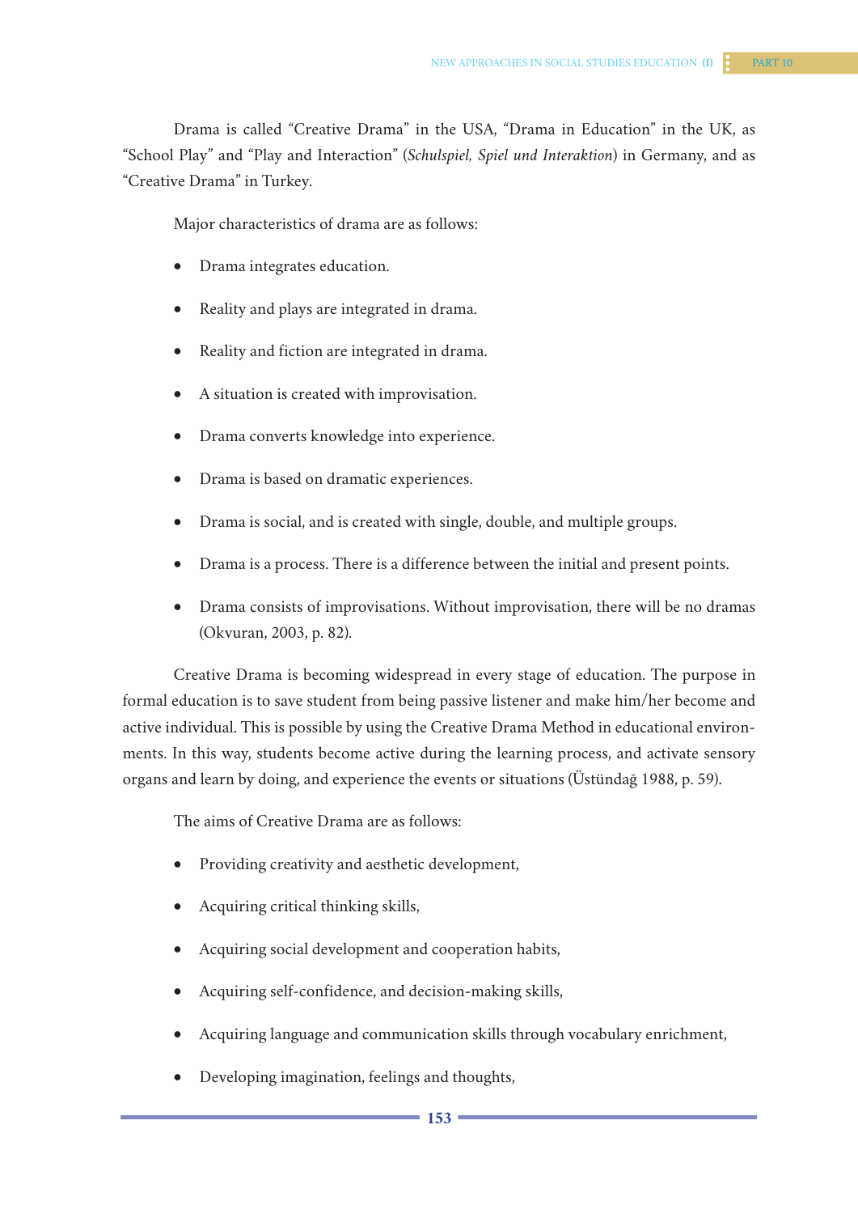Drama is called “Creative Drama” in the USA, “Drama in Education” in the UK, as “School Play” and “Play and Interaction” (*Schulspiel, Spiel und Interaktion*) in Germany, and as “Creative Drama” in Turkey.

Major characteristics of drama are as follows:

- Drama integrates education.
- Reality and plays are integrated in drama.
- Reality and fiction are integrated in drama.
- A situation is created with improvisation.
- Drama converts knowledge into experience.
- Drama is based on dramatic experiences.
- Drama is social, and is created with single, double, and multiple groups.
- Drama is a process. There is a difference between the initial and present points.
- Drama consists of improvisations. Without improvisation, there will be no dramas (Okvuran, 2003, p. 82).

Creative Drama is becoming widespread in every stage of education. The purpose in formal education is to save student from being passive listener and make him/her become and active individual. This is possible by using the Creative Drama Method in educational environments. In this way, students become active during the learning process, and activate sensory organs and learn by doing, and experience the events or situations (Üstündağ 1988, p. 59).

The aims of Creative Drama are as follows:

- Providing creativity and aesthetic development,
- Acquiring critical thinking skills,
- Acquiring social development and cooperation habits,
- Acquiring self-confidence, and decision-making skills,
- Acquiring language and communication skills through vocabulary enrichment,
- Developing imagination, feelings and thoughts,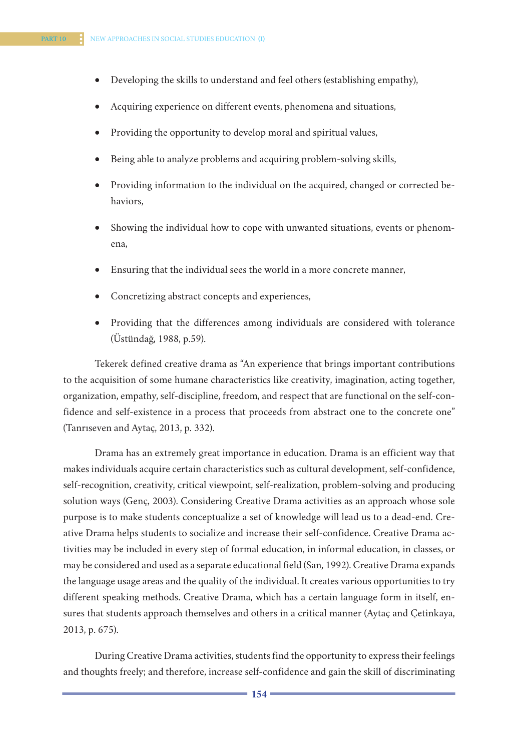- Developing the skills to understand and feel others (establishing empathy),
- Acquiring experience on different events, phenomena and situations,
- Providing the opportunity to develop moral and spiritual values,
- Being able to analyze problems and acquiring problem-solving skills,
- Providing information to the individual on the acquired, changed or corrected behaviors,
- Showing the individual how to cope with unwanted situations, events or phenomena,
- Ensuring that the individual sees the world in a more concrete manner,
- Concretizing abstract concepts and experiences,
- Providing that the differences among individuals are considered with tolerance (Üstündağ, 1988, p.59).

Tekerek defined creative drama as "An experience that brings important contributions to the acquisition of some humane characteristics like creativity, imagination, acting together, organization, empathy, self-discipline, freedom, and respect that are functional on the self-confidence and self-existence in a process that proceeds from abstract one to the concrete one" (Tanrıseven and Aytaç, 2013, p. 332).

Drama has an extremely great importance in education. Drama is an efficient way that makes individuals acquire certain characteristics such as cultural development, self-confidence, self-recognition, creativity, critical viewpoint, self-realization, problem-solving and producing solution ways (Genç, 2003). Considering Creative Drama activities as an approach whose sole purpose is to make students conceptualize a set of knowledge will lead us to a dead-end. Creative Drama helps students to socialize and increase their self-confidence. Creative Drama activities may be included in every step of formal education, in informal education, in classes, or may be considered and used as a separate educational field (San, 1992). Creative Drama expands the language usage areas and the quality of the individual. It creates various opportunities to try different speaking methods. Creative Drama, which has a certain language form in itself, ensures that students approach themselves and others in a critical manner (Aytaç and Çetinkaya, 2013, p. 675).

During Creative Drama activities, students find the opportunity to express their feelings and thoughts freely; and therefore, increase self-confidence and gain the skill of discriminating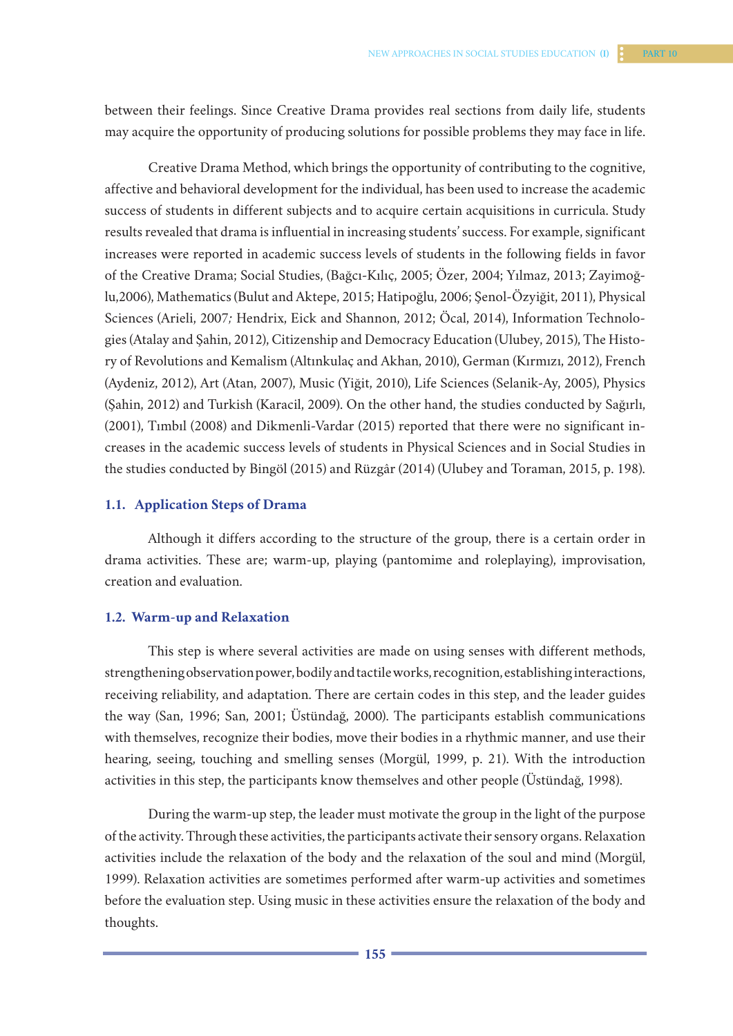between their feelings. Since Creative Drama provides real sections from daily life, students may acquire the opportunity of producing solutions for possible problems they may face in life.

Creative Drama Method, which brings the opportunity of contributing to the cognitive, affective and behavioral development for the individual, has been used to increase the academic success of students in different subjects and to acquire certain acquisitions in curricula. Study results revealed that drama is influential in increasing students' success. For example, significant increases were reported in academic success levels of students in the following fields in favor of the Creative Drama; Social Studies, (Bağcı-Kılıç, 2005; Özer, 2004; Yılmaz, 2013; Zayimoğlu,2006), Mathematics (Bulut and Aktepe, 2015; Hatipoğlu, 2006; Şenol-Özyiğit, 2011), Physical Sciences (Arieli, 2007; Hendrix, Eick and Shannon, 2012; Öcal, 2014), Information Technologies (Atalay and Şahin, 2012), Citizenship and Democracy Education (Ulubey, 2015), The History of Revolutions and Kemalism (Altınkulaç and Akhan, 2010), German (Kırmızı, 2012), French (Aydeniz, 2012), Art (Atan, 2007), Music (Yiğit, 2010), Life Sciences (Selanik-Ay, 2005), Physics (Şahin, 2012) and Turkish (Karacil, 2009). On the other hand, the studies conducted by Sağırlı, (2001), Tımbıl (2008) and Dikmenli-Vardar (2015) reported that there were no significant increases in the academic success levels of students in Physical Sciences and in Social Studies in the studies conducted by Bingöl (2015) and Rüzgâr (2014) (Ulubey and Toraman, 2015, p. 198).

### 1.1. Application Steps of Drama

Although it differs according to the structure of the group, there is a certain order in drama activities. These are; warm-up, playing (pantomime and roleplaying), improvisation, creation and evaluation.

### 1.2. Warm-up and Relaxation

This step is where several activities are made on using senses with different methods, strengthening observation power, bodily and tactile works, recognition, establishing interactions, receiving reliability, and adaptation. There are certain codes in this step, and the leader guides the way (San, 1996; San, 2001; Üstündağ, 2000). The participants establish communications with themselves, recognize their bodies, move their bodies in a rhythmic manner, and use their hearing, seeing, touching and smelling senses (Morgül, 1999, p. 21). With the introduction activities in this step, the participants know themselves and other people (Üstündağ, 1998).

During the warm-up step, the leader must motivate the group in the light of the purpose of the activity. Through these activities, the participants activate their sensory organs. Relaxation activities include the relaxation of the body and the relaxation of the soul and mind (Morgül, 1999). Relaxation activities are sometimes performed after warm-up activities and sometimes before the evaluation step. Using music in these activities ensure the relaxation of the body and thoughts.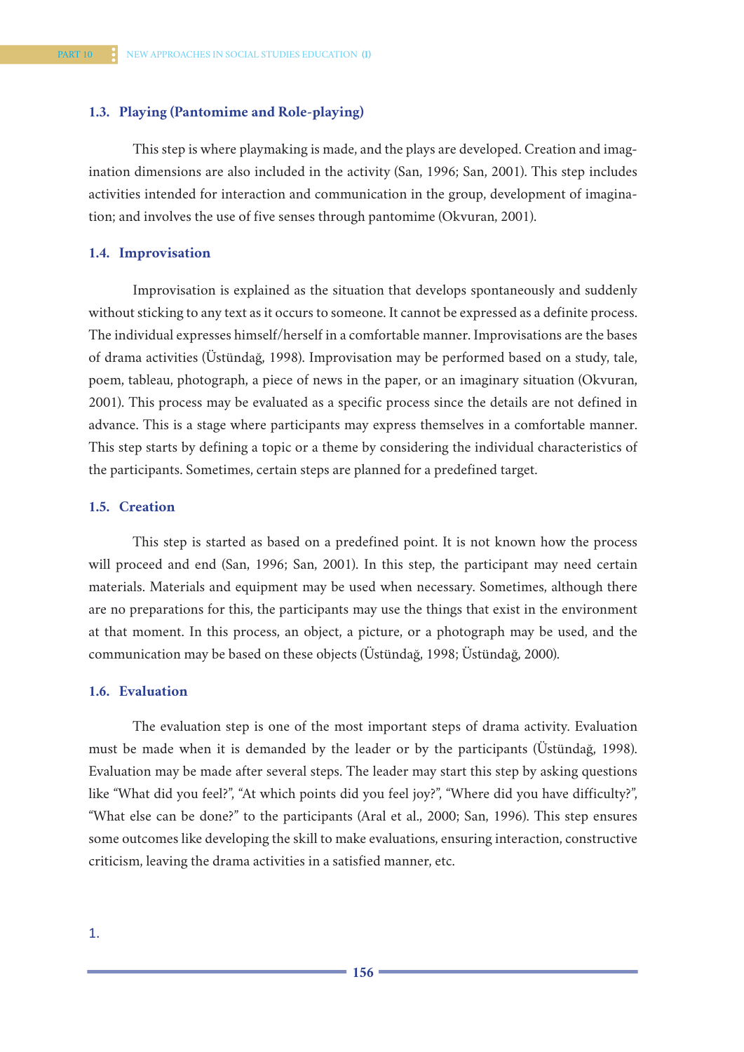### 1.3. Playing (Pantomime and Role-playing)

This step is where playmaking is made, and the plays are developed. Creation and imagination dimensions are also included in the activity (San, 1996; San, 2001). This step includes activities intended for interaction and communication in the group, development of imagination; and involves the use of five senses through pantomime (Okvuran, 2001).

### 1.4. Improvisation

Improvisation is explained as the situation that develops spontaneously and suddenly without sticking to any text as it occurs to someone. It cannot be expressed as a definite process. The individual expresses himself/herself in a comfortable manner. Improvisations are the bases of drama activities (Üstündağ, 1998). Improvisation may be performed based on a study, tale, poem, tableau, photograph, a piece of news in the paper, or an imaginary situation (Okvuran, 2001). This process may be evaluated as a specific process since the details are not defined in advance. This is a stage where participants may express themselves in a comfortable manner. This step starts by defining a topic or a theme by considering the individual characteristics of the participants. Sometimes, certain steps are planned for a predefined target.

### 1.5. Creation

This step is started as based on a predefined point. It is not known how the process will proceed and end (San, 1996; San, 2001). In this step, the participant may need certain materials. Materials and equipment may be used when necessary. Sometimes, although there are no preparations for this, the participants may use the things that exist in the environment at that moment. In this process, an object, a picture, or a photograph may be used, and the communication may be based on these objects (Üstündağ, 1998; Üstündağ, 2000).

### 1.6. Evaluation

The evaluation step is one of the most important steps of drama activity. Evaluation must be made when it is demanded by the leader or by the participants (Üstündağ, 1998). Evaluation may be made after several steps. The leader may start this step by asking questions like "What did you feel?", "At which points did you feel joy?", "Where did you have difficulty?", "What else can be done?" to the participants (Aral et al., 2000; San, 1996). This step ensures some outcomes like developing the skill to make evaluations, ensuring interaction, constructive criticism, leaving the drama activities in a satisfied manner, etc.

1.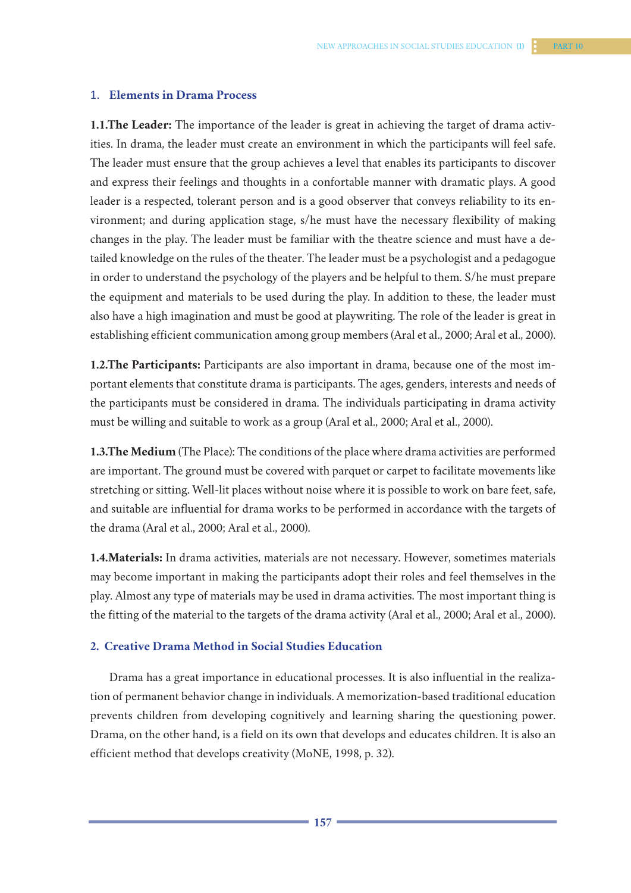## 1. Elements in Drama Process

**1.1.The Leader:** The importance of the leader is great in achieving the target of drama activities. In drama, the leader must create an environment in which the participants will feel safe. The leader must ensure that the group achieves a level that enables its participants to discover and express their feelings and thoughts in a confortable manner with dramatic plays. A good leader is a respected, tolerant person and is a good observer that conveys reliability to its environment; and during application stage, s/he must have the necessary flexibility of making changes in the play. The leader must be familiar with the theatre science and must have a detailed knowledge on the rules of the theater. The leader must be a psychologist and a pedagogue in order to understand the psychology of the players and be helpful to them. S/he must prepare the equipment and materials to be used during the play. In addition to these, the leader must also have a high imagination and must be good at playwriting. The role of the leader is great in establishing efficient communication among group members (Aral et al., 2000; Aral et al., 2000).

**1.2.The Participants:** Participants are also important in drama, because one of the most important elements that constitute drama is participants. The ages, genders, interests and needs of the participants must be considered in drama. The individuals participating in drama activity must be willing and suitable to work as a group (Aral et al., 2000; Aral et al., 2000).

**1.3.The Medium** (The Place): The conditions of the place where drama activities are performed are important. The ground must be covered with parquet or carpet to facilitate movements like stretching or sitting. Well-lit places without noise where it is possible to work on bare feet, safe, and suitable are influential for drama works to be performed in accordance with the targets of the drama (Aral et al., 2000; Aral et al., 2000).

**1.4.Materials:** In drama activities, materials are not necessary. However, sometimes materials may become important in making the participants adopt their roles and feel themselves in the play. Almost any type of materials may be used in drama activities. The most important thing is the fitting of the material to the targets of the drama activity (Aral et al., 2000; Aral et al., 2000).

## 2. Creative Drama Method in Social Studies Education

Drama has a great importance in educational processes. It is also influential in the realization of permanent behavior change in individuals. A memorization-based traditional education prevents children from developing cognitively and learning sharing the questioning power. Drama, on the other hand, is a field on its own that develops and educates children. It is also an efficient method that develops creativity (MoNE, 1998, p. 32).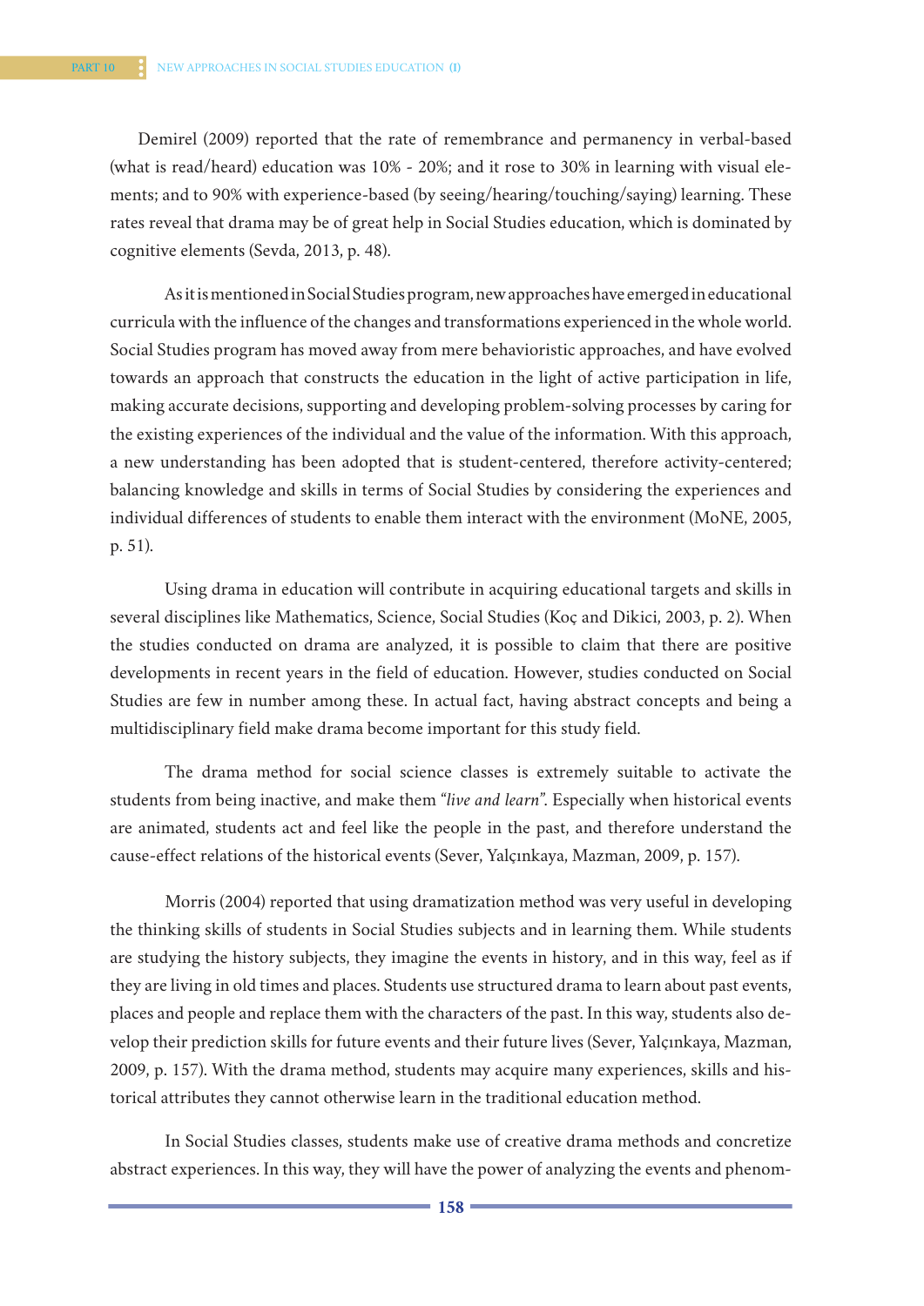Demirel (2009) reported that the rate of remembrance and permanency in verbal-based (what is read/heard) education was 10% - 20%; and it rose to 30% in learning with visual elements; and to 90% with experience-based (by seeing/hearing/touching/saying) learning. These rates reveal that drama may be of great help in Social Studies education, which is dominated by cognitive elements (Sevda, 2013, p. 48).

As it is mentioned in Social Studies program, new approaches have emerged in educational curricula with the influence of the changes and transformations experienced in the whole world. Social Studies program has moved away from mere behavioristic approaches, and have evolved towards an approach that constructs the education in the light of active participation in life, making accurate decisions, supporting and developing problem-solving processes by caring for the existing experiences of the individual and the value of the information. With this approach, a new understanding has been adopted that is student-centered, therefore activity-centered; balancing knowledge and skills in terms of Social Studies by considering the experiences and individual differences of students to enable them interact with the environment (MoNE, 2005, p. 51).

Using drama in education will contribute in acquiring educational targets and skills in several disciplines like Mathematics, Science, Social Studies (Koç and Dikici, 2003, p. 2). When the studies conducted on drama are analyzed, it is possible to claim that there are positive developments in recent years in the field of education. However, studies conducted on Social Studies are few in number among these. In actual fact, having abstract concepts and being a multidisciplinary field make drama become important for this study field.

The drama method for social science classes is extremely suitable to activate the students from being inactive, and make them *"live and learn"*. Especially when historical events are animated, students act and feel like the people in the past, and therefore understand the cause-effect relations of the historical events (Sever, Yalçınkaya, Mazman, 2009, p. 157).

Morris (2004) reported that using dramatization method was very useful in developing the thinking skills of students in Social Studies subjects and in learning them. While students are studying the history subjects, they imagine the events in history, and in this way, feel as if they are living in old times and places. Students use structured drama to learn about past events, places and people and replace them with the characters of the past. In this way, students also develop their prediction skills for future events and their future lives (Sever, Yalçınkaya, Mazman, 2009, p. 157). With the drama method, students may acquire many experiences, skills and historical attributes they cannot otherwise learn in the traditional education method.

In Social Studies classes, students make use of creative drama methods and concretize abstract experiences. In this way, they will have the power of analyzing the events and phenom-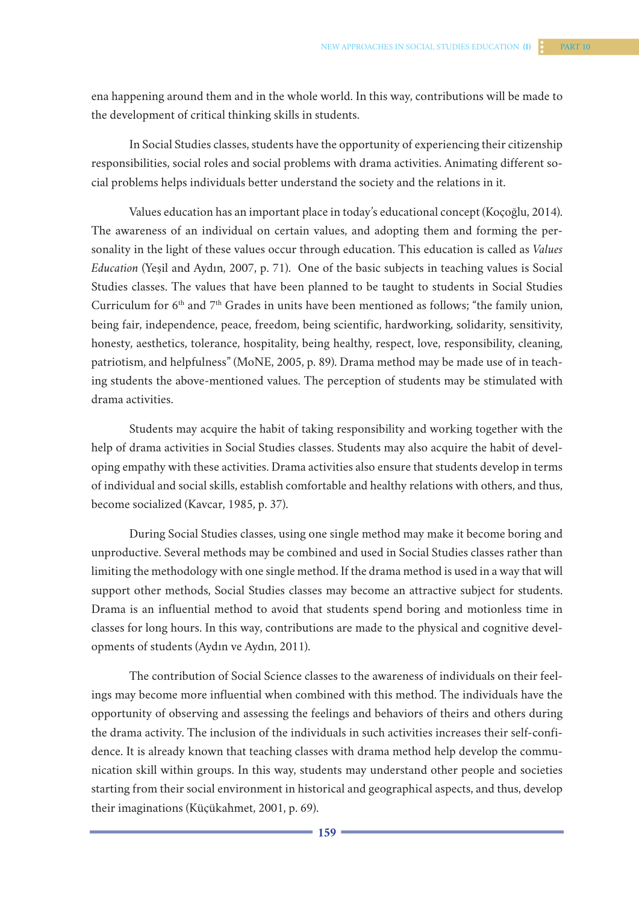ena happening around them and in the whole world. In this way, contributions will be made to the development of critical thinking skills in students.

In Social Studies classes, students have the opportunity of experiencing their citizenship responsibilities, social roles and social problems with drama activities. Animating different social problems helps individuals better understand the society and the relations in it.

Values education has an important place in today's educational concept (Koçoğlu, 2014). The awareness of an individual on certain values, and adopting them and forming the personality in the light of these values occur through education. This education is called as *Values Education* (Yeşil and Aydın, 2007, p. 71). One of the basic subjects in teaching values is Social Studies classes. The values that have been planned to be taught to students in Social Studies Curriculum for 6th and 7th Grades in units have been mentioned as follows; "the family union, being fair, independence, peace, freedom, being scientific, hardworking, solidarity, sensitivity, honesty, aesthetics, tolerance, hospitality, being healthy, respect, love, responsibility, cleaning, patriotism, and helpfulness" (MoNE, 2005, p. 89). Drama method may be made use of in teaching students the above-mentioned values. The perception of students may be stimulated with drama activities.

Students may acquire the habit of taking responsibility and working together with the help of drama activities in Social Studies classes. Students may also acquire the habit of developing empathy with these activities. Drama activities also ensure that students develop in terms of individual and social skills, establish comfortable and healthy relations with others, and thus, become socialized (Kavcar, 1985, p. 37).

During Social Studies classes, using one single method may make it become boring and unproductive. Several methods may be combined and used in Social Studies classes rather than limiting the methodology with one single method. If the drama method is used in a way that will support other methods, Social Studies classes may become an attractive subject for students. Drama is an influential method to avoid that students spend boring and motionless time in classes for long hours. In this way, contributions are made to the physical and cognitive developments of students (Aydın ve Aydın, 2011).

The contribution of Social Science classes to the awareness of individuals on their feelings may become more influential when combined with this method. The individuals have the opportunity of observing and assessing the feelings and behaviors of theirs and others during the drama activity. The inclusion of the individuals in such activities increases their self-confidence. It is already known that teaching classes with drama method help develop the communication skill within groups. In this way, students may understand other people and societies starting from their social environment in historical and geographical aspects, and thus, develop their imaginations (Küçükahmet, 2001, p. 69).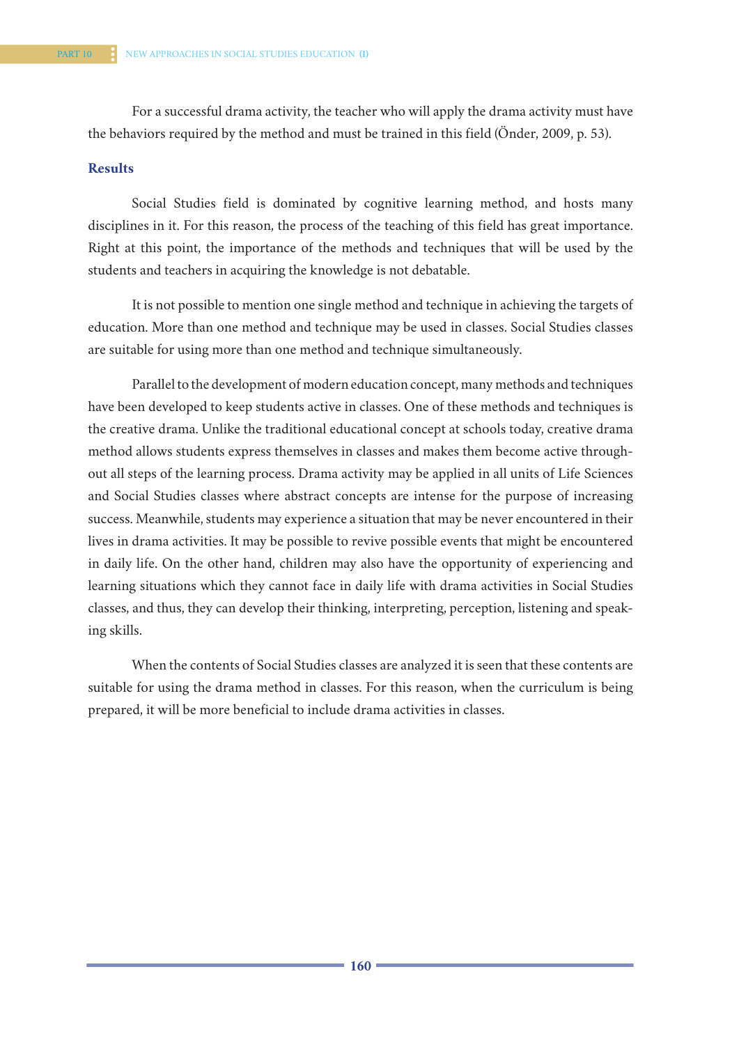For a successful drama activity, the teacher who will apply the drama activity must have the behaviors required by the method and must be trained in this field (Önder, 2009, p. 53).

## Results

Social Studies field is dominated by cognitive learning method, and hosts many disciplines in it. For this reason, the process of the teaching of this field has great importance. Right at this point, the importance of the methods and techniques that will be used by the students and teachers in acquiring the knowledge is not debatable.

It is not possible to mention one single method and technique in achieving the targets of education. More than one method and technique may be used in classes. Social Studies classes are suitable for using more than one method and technique simultaneously.

Parallel to the development of modern education concept, many methods and techniques have been developed to keep students active in classes. One of these methods and techniques is the creative drama. Unlike the traditional educational concept at schools today, creative drama method allows students express themselves in classes and makes them become active throughout all steps of the learning process. Drama activity may be applied in all units of Life Sciences and Social Studies classes where abstract concepts are intense for the purpose of increasing success. Meanwhile, students may experience a situation that may be never encountered in their lives in drama activities. It may be possible to revive possible events that might be encountered in daily life. On the other hand, children may also have the opportunity of experiencing and learning situations which they cannot face in daily life with drama activities in Social Studies classes, and thus, they can develop their thinking, interpreting, perception, listening and speaking skills.

When the contents of Social Studies classes are analyzed it is seen that these contents are suitable for using the drama method in classes. For this reason, when the curriculum is being prepared, it will be more beneficial to include drama activities in classes.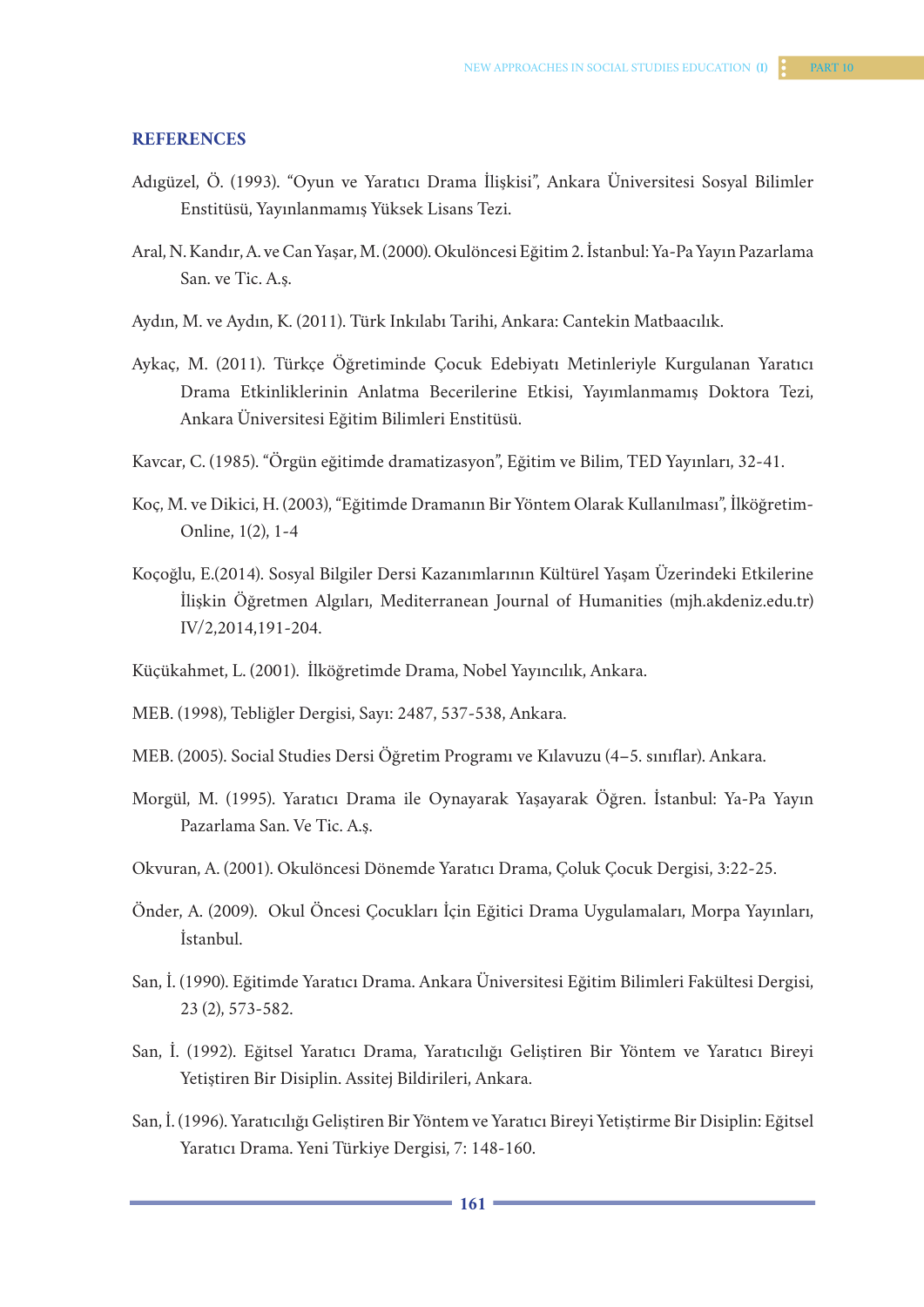## REFERENCES

Adıgüzel, Ö. (1993). "Oyun ve Yaratıcı Drama İlişkisi", Ankara Üniversitesi Sosyal Bilimler Enstitüsü, Yayınlanmamış Yüksek Lisans Tezi.

Aral, N. Kandır, A. ve Can Yaşar, M. (2000). Okulöncesi Eğitim 2. İstanbul: Ya-Pa Yayın Pazarlama San. ve Tic. A.ş.

Aydın, M. ve Aydın, K. (2011). Türk Inkılabı Tarihi, Ankara: Cantekin Matbaacılık.

Aykaç, M. (2011). Türkçe Öğretiminde Çocuk Edebiyatı Metinleriyle Kurgulanan Yaratıcı Drama Etkinliklerinin Anlatma Becerilerine Etkisi, Yayımlanmamış Doktora Tezi, Ankara Üniversitesi Eğitim Bilimleri Enstitüsü.

Kavcar, C. (1985). "Örgün eğitimde dramatizasyon", Eğitim ve Bilim, TED Yayınları, 32-41.

Koç, M. ve Dikici, H. (2003), "Eğitimde Dramanın Bir Yöntem Olarak Kullanılması", İlköğretim-Online, 1(2), 1-4

Koçoğlu, E.(2014). Sosyal Bilgiler Dersi Kazanımlarının Kültürel Yaşam Üzerindeki Etkilerine İlişkin Öğretmen Algıları, Mediterranean Journal of Humanities (mjh.akdeniz.edu.tr) IV/2,2014,191-204.

Küçükahmet, L. (2001). İlköğretimde Drama, Nobel Yayıncılık, Ankara.

MEB. (1998), Tebliğler Dergisi, Sayı: 2487, 537-538, Ankara.

MEB. (2005). Social Studies Dersi Öğretim Programı ve Kılavuzu (4–5. sınıflar). Ankara.

Morgül, M. (1995). Yaratıcı Drama ile Oynayarak Yaşayarak Öğren. İstanbul: Ya-Pa Yayın Pazarlama San. Ve Tic. A.ş.

Okvuran, A. (2001). Okulöncesi Dönemde Yaratıcı Drama, Çoluk Çocuk Dergisi, 3:22-25.

Önder, A. (2009). Okul Öncesi Çocukları İçin Eğitici Drama Uygulamaları, Morpa Yayınları, İstanbul.

San, İ. (1990). Eğitimde Yaratıcı Drama. Ankara Üniversitesi Eğitim Bilimleri Fakültesi Dergisi, 23 (2), 573-582.

San, İ. (1992). Eğitsel Yaratıcı Drama, Yaratıcılığı Geliştiren Bir Yöntem ve Yaratıcı Bireyi Yetiştiren Bir Disiplin. Assitej Bildirileri, Ankara.

San, İ. (1996). Yaratıcılığı Geliştiren Bir Yöntem ve Yaratıcı Bireyi Yetiştirme Bir Disiplin: Eğitsel Yaratıcı Drama. Yeni Türkiye Dergisi, 7: 148-160.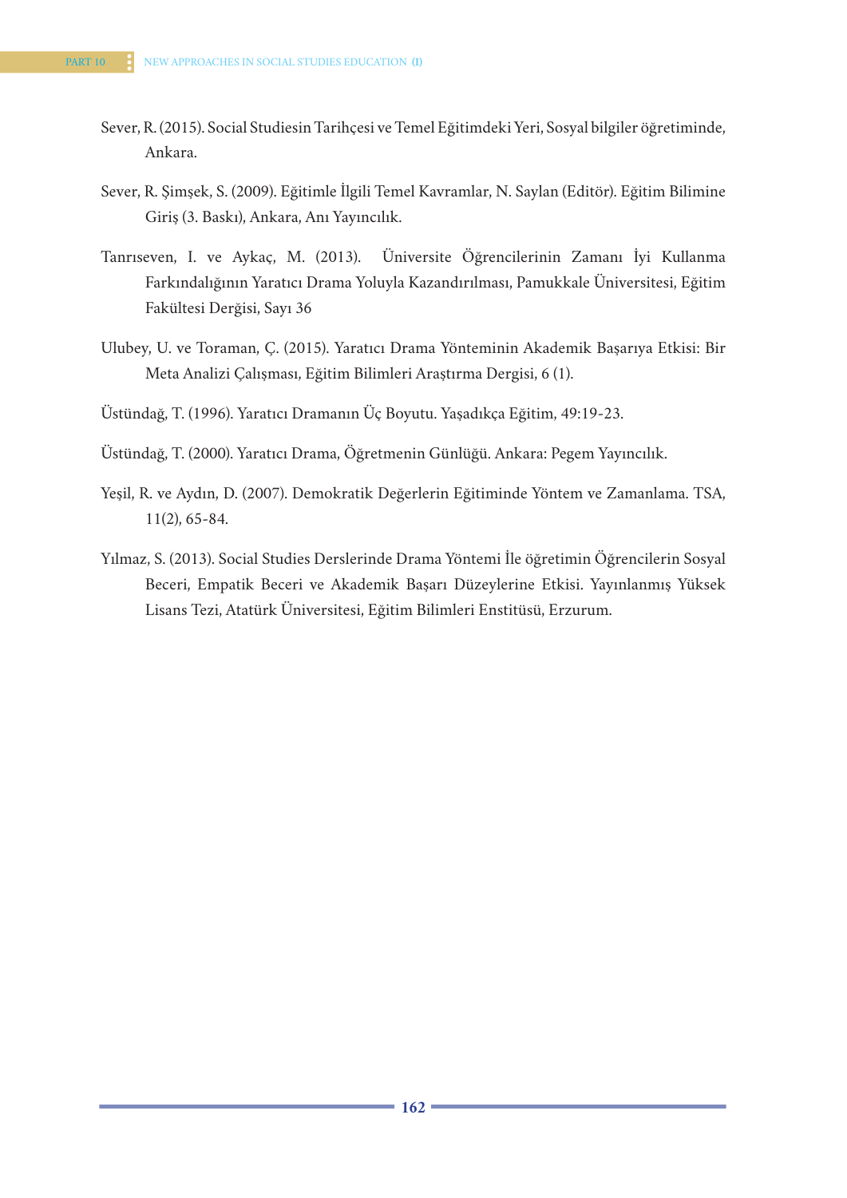Sever, R. (2015). Social Studiesin Tarihçesi ve Temel Eğitimdeki Yeri, Sosyal bilgiler öğretiminde, Ankara.

Sever, R. Şimşek, S. (2009). Eğitimle İlgili Temel Kavramlar, N. Saylan (Editör). Eğitim Bilimine Giriş (3. Baskı), Ankara, Anı Yayıncılık.

Tanrıseven, I. ve Aykaç, M. (2013). Üniversite Öğrencilerinin Zamanı İyi Kullanma Farkındalığının Yaratıcı Drama Yoluyla Kazandırılması, Pamukkale Üniversitesi, Eğitim Fakültesi Derğisi, Sayı 36

Ulubey, U. ve Toraman, Ç. (2015). Yaratıcı Drama Yönteminin Akademik Başarıya Etkisi: Bir Meta Analizi Çalışması, Eğitim Bilimleri Araştırma Dergisi, 6 (1).

Üstündağ, T. (1996). Yaratıcı Dramanın Üç Boyutu. Yaşadıkça Eğitim, 49:19-23.

Üstündağ, T. (2000). Yaratıcı Drama, Öğretmenin Günlüğü. Ankara: Pegem Yayıncılık.

Yeşil, R. ve Aydın, D. (2007). Demokratik Değerlerin Eğitiminde Yöntem ve Zamanlama. TSA, 11(2), 65-84.

Yılmaz, S. (2013). Social Studies Derslerinde Drama Yöntemi İle öğretimin Öğrencilerin Sosyal Beceri, Empatik Beceri ve Akademik Başarı Düzeylerine Etkisi. Yayınlanmış Yüksek Lisans Tezi, Atatürk Üniversitesi, Eğitim Bilimleri Enstitüsü, Erzurum.